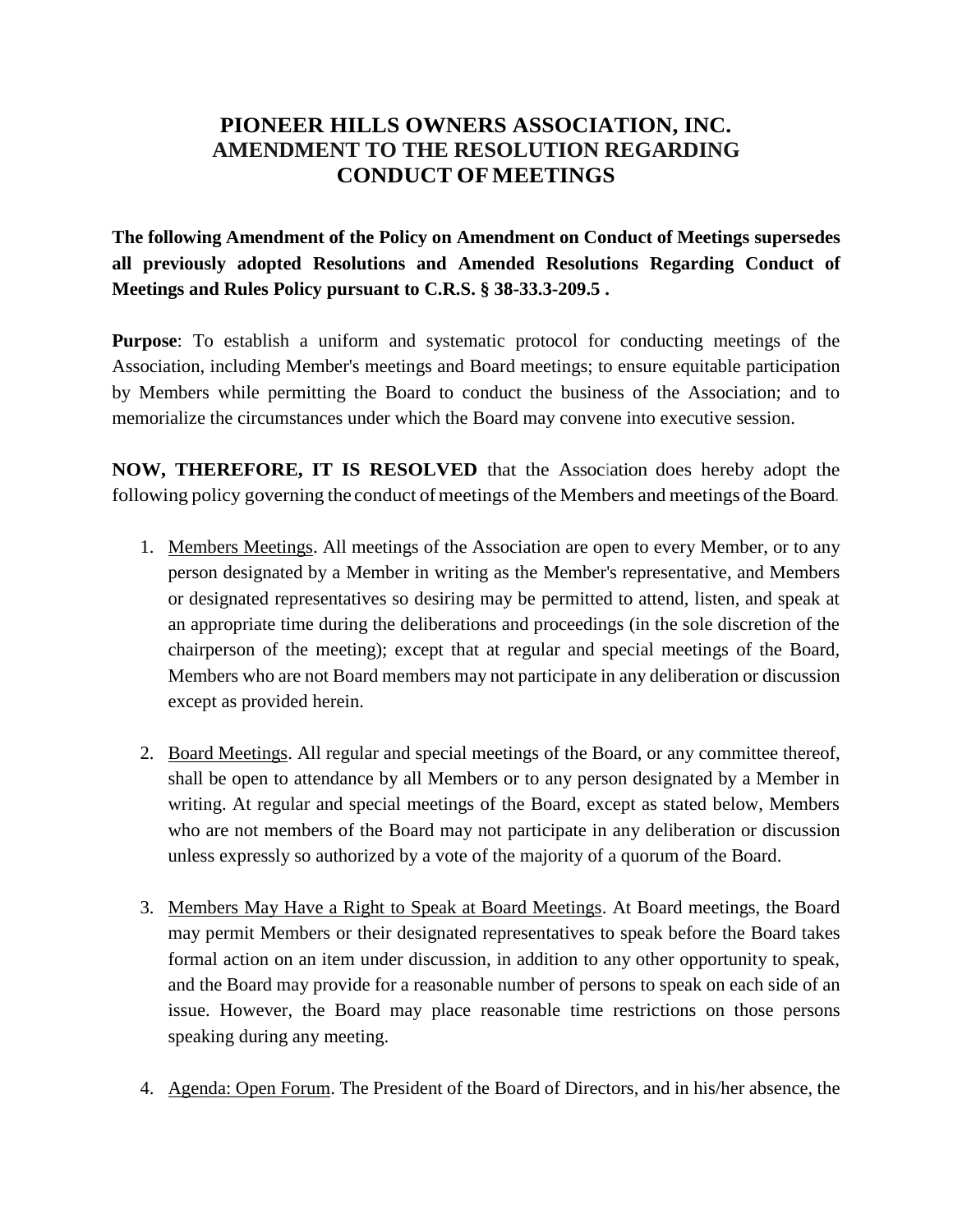# PIONEER HILLS OWNERS ASSOCIATION, INC.
# AMENDMENT TO THE RESOLUTION REGARDING CONDUCT OF MEETINGS

**The following Amendment of the Policy on Amendment on Conduct of Meetings supersedes all previously adopted Resolutions and Amended Resolutions Regarding Conduct of Meetings and Rules Policy pursuant to C.R.S. § 38-33.3-209.5 .**

**Purpose**: To establish a uniform and systematic protocol for conducting meetings of the Association, including Member's meetings and Board meetings; to ensure equitable participation by Members while permitting the Board to conduct the business of the Association; and to memorialize the circumstances under which the Board may convene into executive session.

**NOW, THEREFORE, IT IS RESOLVED** that the Association does hereby adopt the following policy governing the conduct of meetings of the Members and meetings of the Board.

1. Members Meetings. All meetings of the Association are open to every Member, or to any person designated by a Member in writing as the Member's representative, and Members or designated representatives so desiring may be permitted to attend, listen, and speak at an appropriate time during the deliberations and proceedings (in the sole discretion of the chairperson of the meeting); except that at regular and special meetings of the Board, Members who are not Board members may not participate in any deliberation or discussion except as provided herein.

2. Board Meetings. All regular and special meetings of the Board, or any committee thereof, shall be open to attendance by all Members or to any person designated by a Member in writing. At regular and special meetings of the Board, except as stated below, Members who are not members of the Board may not participate in any deliberation or discussion unless expressly so authorized by a vote of the majority of a quorum of the Board.

3. Members May Have a Right to Speak at Board Meetings. At Board meetings, the Board may permit Members or their designated representatives to speak before the Board takes formal action on an item under discussion, in addition to any other opportunity to speak, and the Board may provide for a reasonable number of persons to speak on each side of an issue. However, the Board may place reasonable time restrictions on those persons speaking during any meeting.

4. Agenda: Open Forum. The President of the Board of Directors, and in his/her absence, the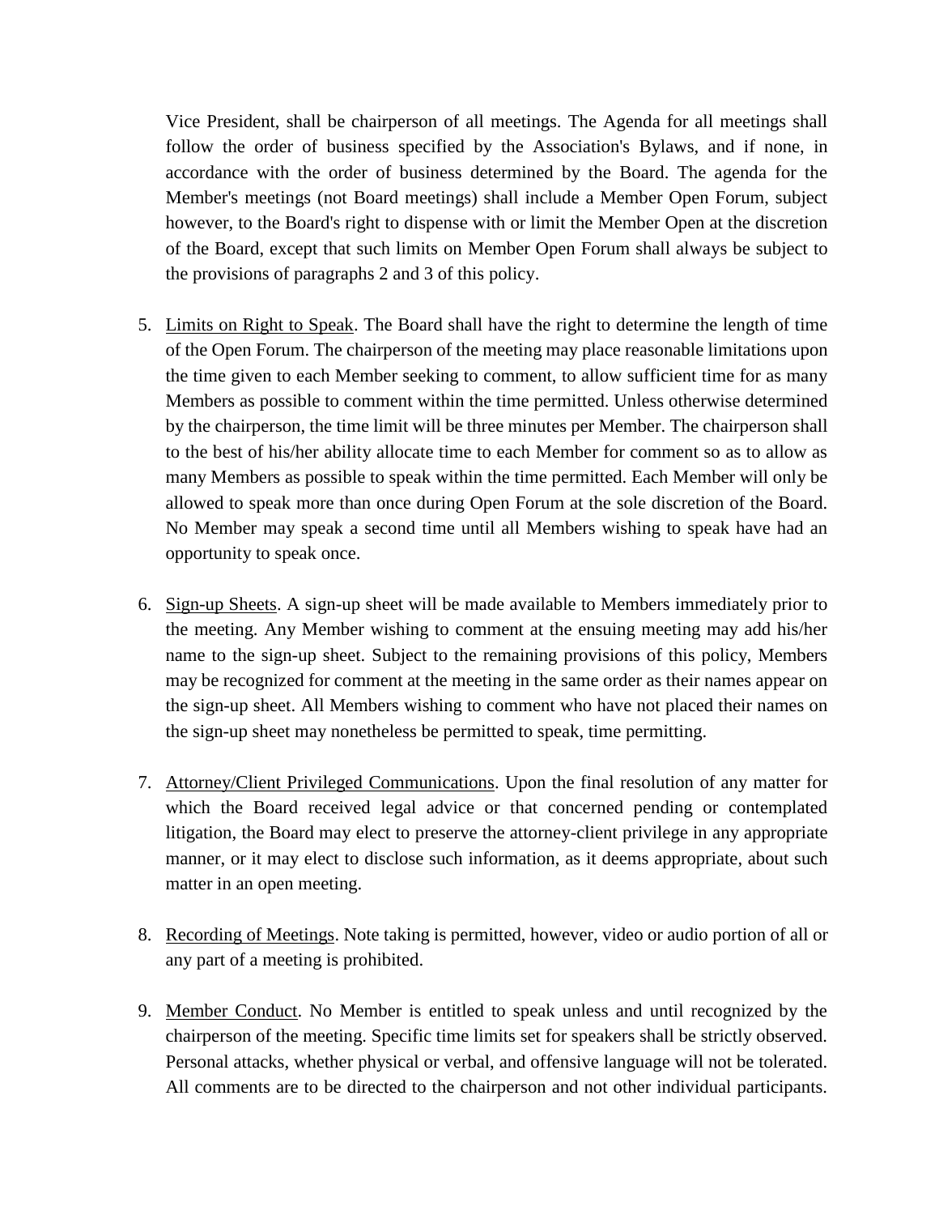Vice President, shall be chairperson of all meetings. The Agenda for all meetings shall follow the order of business specified by the Association's Bylaws, and if none, in accordance with the order of business determined by the Board. The agenda for the Member's meetings (not Board meetings) shall include a Member Open Forum, subject however, to the Board's right to dispense with or limit the Member Open at the discretion of the Board, except that such limits on Member Open Forum shall always be subject to the provisions of paragraphs 2 and 3 of this policy.

5. <u>Limits on Right to Speak</u>. The Board shall have the right to determine the length of time of the Open Forum. The chairperson of the meeting may place reasonable limitations upon the time given to each Member seeking to comment, to allow sufficient time for as many Members as possible to comment within the time permitted. Unless otherwise determined by the chairperson, the time limit will be three minutes per Member. The chairperson shall to the best of his/her ability allocate time to each Member for comment so as to allow as many Members as possible to speak within the time permitted. Each Member will only be allowed to speak more than once during Open Forum at the sole discretion of the Board. No Member may speak a second time until all Members wishing to speak have had an opportunity to speak once.

6. <u>Sign-up Sheets</u>. A sign-up sheet will be made available to Members immediately prior to the meeting. Any Member wishing to comment at the ensuing meeting may add his/her name to the sign-up sheet. Subject to the remaining provisions of this policy, Members may be recognized for comment at the meeting in the same order as their names appear on the sign-up sheet. All Members wishing to comment who have not placed their names on the sign-up sheet may nonetheless be permitted to speak, time permitting.

7. <u>Attorney/Client Privileged Communications</u>. Upon the final resolution of any matter for which the Board received legal advice or that concerned pending or contemplated litigation, the Board may elect to preserve the attorney-client privilege in any appropriate manner, or it may elect to disclose such information, as it deems appropriate, about such matter in an open meeting.

8. <u>Recording of Meetings</u>. Note taking is permitted, however, video or audio portion of all or any part of a meeting is prohibited.

9. <u>Member Conduct</u>. No Member is entitled to speak unless and until recognized by the chairperson of the meeting. Specific time limits set for speakers shall be strictly observed. Personal attacks, whether physical or verbal, and offensive language will not be tolerated. All comments are to be directed to the chairperson and not other individual participants.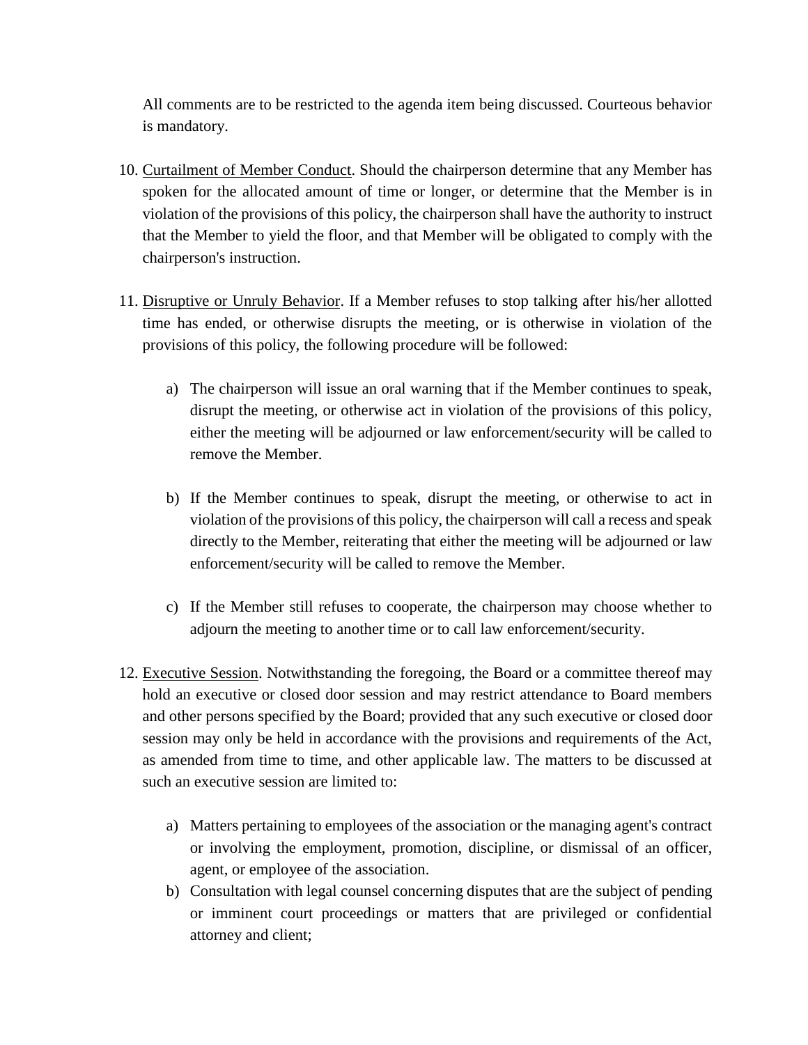All comments are to be restricted to the agenda item being discussed. Courteous behavior is mandatory.

10. Curtailment of Member Conduct. Should the chairperson determine that any Member has spoken for the allocated amount of time or longer, or determine that the Member is in violation of the provisions of this policy, the chairperson shall have the authority to instruct that the Member to yield the floor, and that Member will be obligated to comply with the chairperson's instruction.

11. Disruptive or Unruly Behavior. If a Member refuses to stop talking after his/her allotted time has ended, or otherwise disrupts the meeting, or is otherwise in violation of the provisions of this policy, the following procedure will be followed:

    a) The chairperson will issue an oral warning that if the Member continues to speak, disrupt the meeting, or otherwise act in violation of the provisions of this policy, either the meeting will be adjourned or law enforcement/security will be called to remove the Member.

    b) If the Member continues to speak, disrupt the meeting, or otherwise to act in violation of the provisions of this policy, the chairperson will call a recess and speak directly to the Member, reiterating that either the meeting will be adjourned or law enforcement/security will be called to remove the Member.

    c) If the Member still refuses to cooperate, the chairperson may choose whether to adjourn the meeting to another time or to call law enforcement/security.

12. Executive Session. Notwithstanding the foregoing, the Board or a committee thereof may hold an executive or closed door session and may restrict attendance to Board members and other persons specified by the Board; provided that any such executive or closed door session may only be held in accordance with the provisions and requirements of the Act, as amended from time to time, and other applicable law. The matters to be discussed at such an executive session are limited to:

    a) Matters pertaining to employees of the association or the managing agent's contract or involving the employment, promotion, discipline, or dismissal of an officer, agent, or employee of the association.
    b) Consultation with legal counsel concerning disputes that are the subject of pending or imminent court proceedings or matters that are privileged or confidential attorney and client;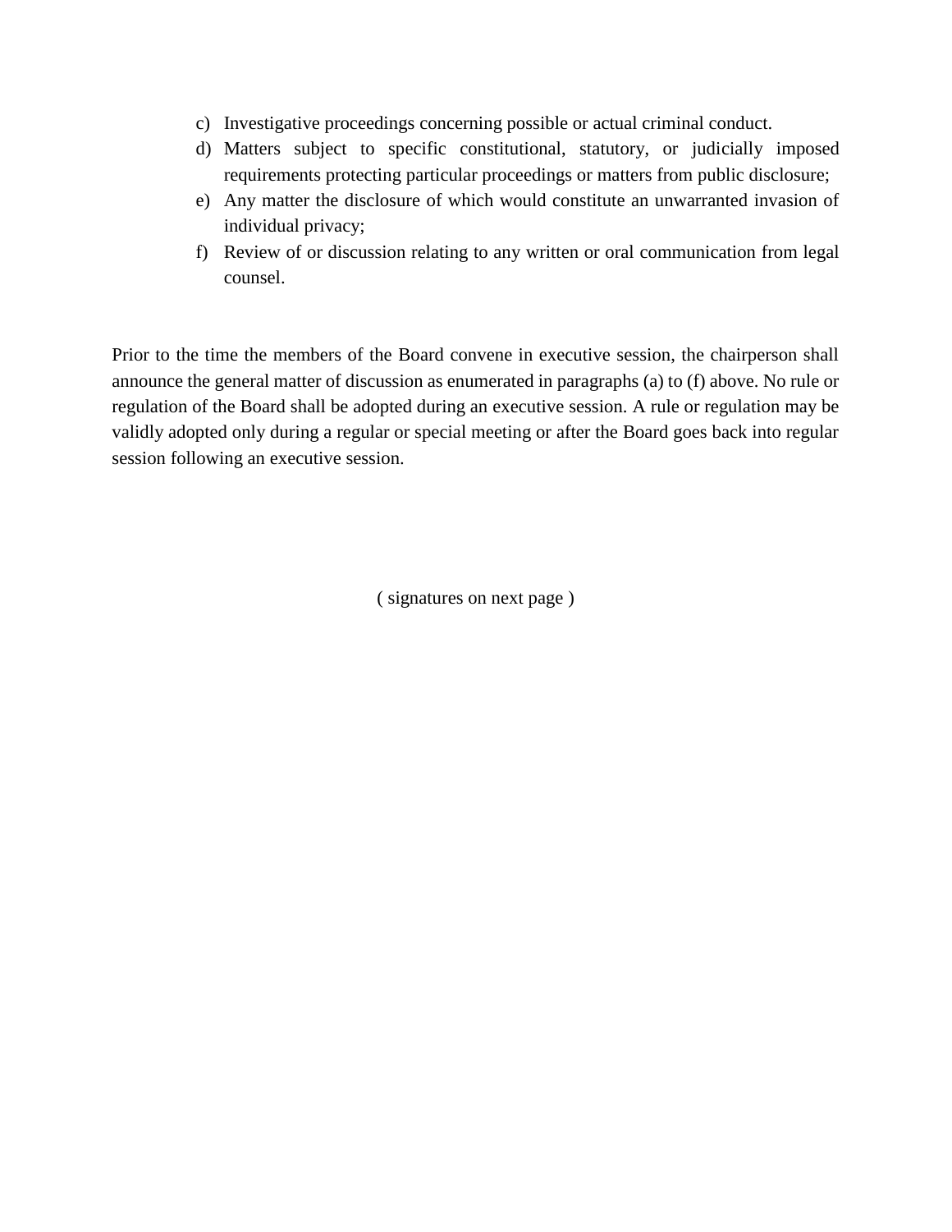c) Investigative proceedings concerning possible or actual criminal conduct.
d) Matters subject to specific constitutional, statutory, or judicially imposed requirements protecting particular proceedings or matters from public disclosure;
e) Any matter the disclosure of which would constitute an unwarranted invasion of individual privacy;
f) Review of or discussion relating to any written or oral communication from legal counsel.

Prior to the time the members of the Board convene in executive session, the chairperson shall announce the general matter of discussion as enumerated in paragraphs (a) to (f) above. No rule or regulation of the Board shall be adopted during an executive session. A rule or regulation may be validly adopted only during a regular or special meeting or after the Board goes back into regular session following an executive session.

( signatures on next page )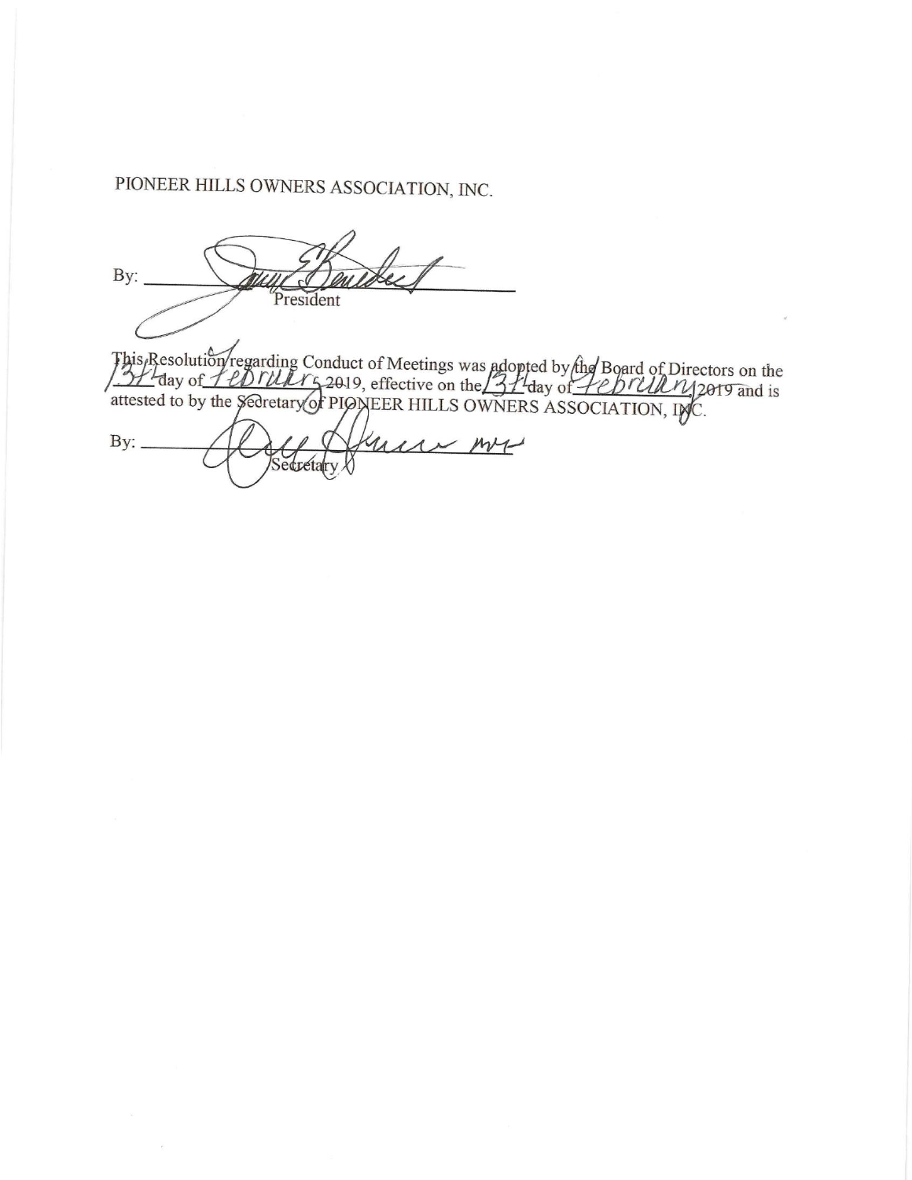PIONEER HILLS OWNERS ASSOCIATION, INC.

By: ______________________________
President

This Resolution regarding Conduct of Meetings was adopted by the Board of Directors on the 13th day of February, 2019, effective on the 13th day of February, 2019 and is attested to by the Secretary of PIONEER HILLS OWNERS ASSOCIATION, INC.

By: ______________________________
Secretary